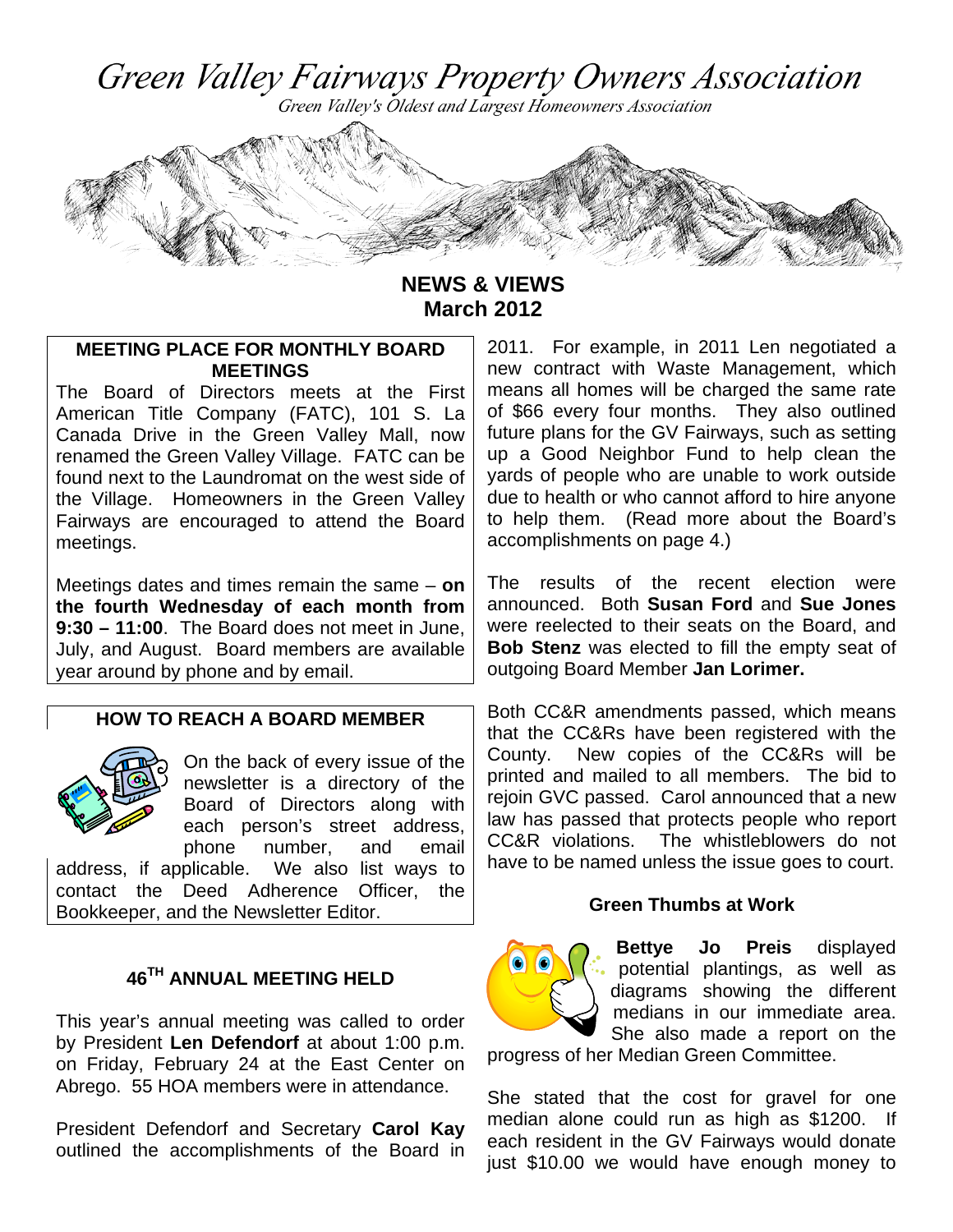# Green Valley Fairways Property Owners Association

*Green Valley's Oldest and Largest Homeowners Association*

## NEWS & VIEWS
## March 2012

### MEETING PLACE FOR MONTHLY BOARD MEETINGS

The Board of Directors meets at the First American Title Company (FATC), 101 S. La Canada Drive in the Green Valley Mall, now renamed the Green Valley Village. FATC can be found next to the Laundromat on the west side of the Village. Homeowners in the Green Valley Fairways are encouraged to attend the Board meetings.

Meetings dates and times remain the same – **on the fourth Wednesday of each month from 9:30 – 11:00**. The Board does not meet in June, July, and August. Board members are available year around by phone and by email.

### HOW TO REACH A BOARD MEMBER

On the back of every issue of the newsletter is a directory of the Board of Directors along with each person's street address, phone number, and email address, if applicable. We also list ways to contact the Deed Adherence Officer, the Bookkeeper, and the Newsletter Editor.

### 46TH ANNUAL MEETING HELD

This year's annual meeting was called to order by President **Len Defendorf** at about 1:00 p.m. on Friday, February 24 at the East Center on Abrego. 55 HOA members were in attendance.

President Defendorf and Secretary **Carol Kay** outlined the accomplishments of the Board in 2011. For example, in 2011 Len negotiated a new contract with Waste Management, which means all homes will be charged the same rate of $66 every four months. They also outlined future plans for the GV Fairways, such as setting up a Good Neighbor Fund to help clean the yards of people who are unable to work outside due to health or who cannot afford to hire anyone to help them. (Read more about the Board's accomplishments on page 4.)

The results of the recent election were announced. Both **Susan Ford** and **Sue Jones** were reelected to their seats on the Board, and **Bob Stenz** was elected to fill the empty seat of outgoing Board Member **Jan Lorimer.**

Both CC&R amendments passed, which means that the CC&Rs have been registered with the County. New copies of the CC&Rs will be printed and mailed to all members. The bid to rejoin GVC passed. Carol announced that a new law has passed that protects people who report CC&R violations. The whistleblowers do not have to be named unless the issue goes to court.

### Green Thumbs at Work

**Bettye Jo Preis** displayed potential plantings, as well as diagrams showing the different medians in our immediate area. She also made a report on the progress of her Median Green Committee.

She stated that the cost for gravel for one median alone could run as high as $1200. If each resident in the GV Fairways would donate just $10.00 we would have enough money to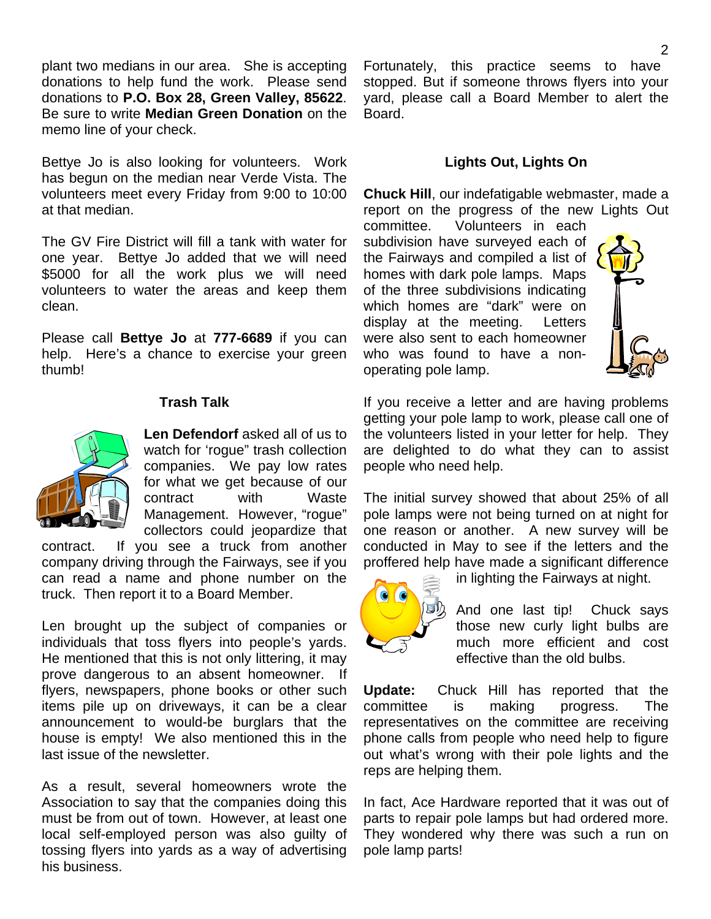plant two medians in our area. She is accepting donations to help fund the work. Please send donations to **P.O. Box 28, Green Valley, 85622**. Be sure to write **Median Green Donation** on the memo line of your check.

Bettye Jo is also looking for volunteers. Work has begun on the median near Verde Vista. The volunteers meet every Friday from 9:00 to 10:00 at that median.

The GV Fire District will fill a tank with water for one year. Bettye Jo added that we will need $5000 for all the work plus we will need volunteers to water the areas and keep them clean.

Please call **Bettye Jo** at **777-6689** if you can help. Here's a chance to exercise your green thumb!

### Trash Talk

**Len Defendorf** asked all of us to watch for 'rogue' trash collection companies. We pay low rates for what we get because of our contract with Waste Management. However, "rogue" collectors could jeopardize that contract. If you see a truck from another company driving through the Fairways, see if you can read a name and phone number on the truck. Then report it to a Board Member.

Len brought up the subject of companies or individuals that toss flyers into people's yards. He mentioned that this is not only littering, it may prove dangerous to an absent homeowner. If flyers, newspapers, phone books or other such items pile up on driveways, it can be a clear announcement to would-be burglars that the house is empty! We also mentioned this in the last issue of the newsletter.

As a result, several homeowners wrote the Association to say that the companies doing this must be from out of town. However, at least one local self-employed person was also guilty of tossing flyers into yards as a way of advertising his business.

Fortunately, this practice seems to have stopped. But if someone throws flyers into your yard, please call a Board Member to alert the Board.

### Lights Out, Lights On

**Chuck Hill**, our indefatigable webmaster, made a report on the progress of the new Lights Out committee. Volunteers in each subdivision have surveyed each of the Fairways and compiled a list of homes with dark pole lamps. Maps of the three subdivisions indicating which homes are "dark" were on display at the meeting. Letters were also sent to each homeowner who was found to have a non-operating pole lamp.

If you receive a letter and are having problems getting your pole lamp to work, please call one of the volunteers listed in your letter for help. They are delighted to do what they can to assist people who need help.

The initial survey showed that about 25% of all pole lamps were not being turned on at night for one reason or another. A new survey will be conducted in May to see if the letters and the proffered help have made a significant difference in lighting the Fairways at night.

And one last tip! Chuck says those new curly light bulbs are much more efficient and cost effective than the old bulbs.

**Update:** Chuck Hill has reported that the committee is making progress. The representatives on the committee are receiving phone calls from people who need help to figure out what's wrong with their pole lights and the reps are helping them.

In fact, Ace Hardware reported that it was out of parts to repair pole lamps but had ordered more. They wondered why there was such a run on pole lamp parts!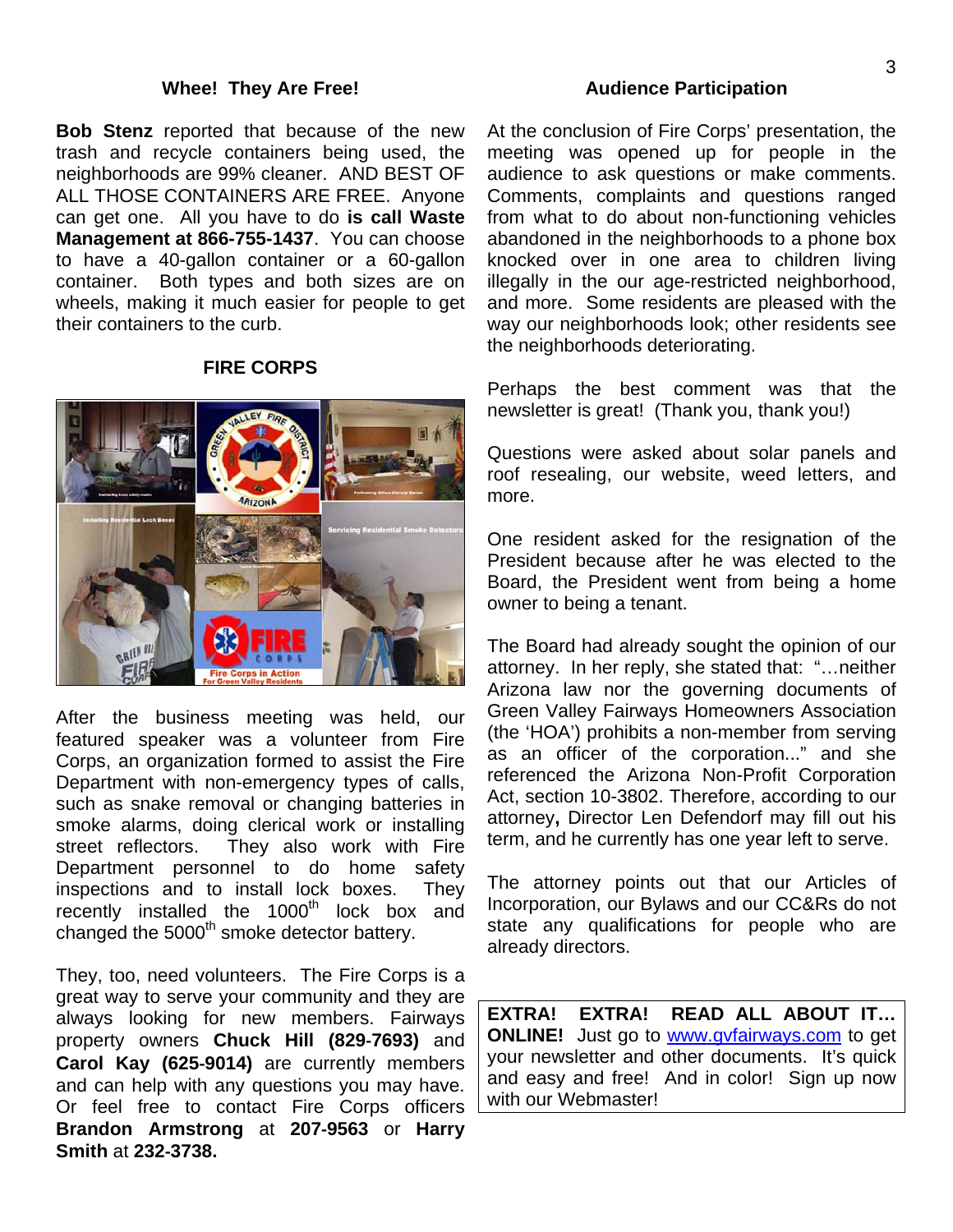## Whee! They Are Free!

**Bob Stenz** reported that because of the new trash and recycle containers being used, the neighborhoods are 99% cleaner. AND BEST OF ALL THOSE CONTAINERS ARE FREE. Anyone can get one. All you have to do **is call Waste Management at 866-755-1437**. You can choose to have a 40-gallon container or a 60-gallon container. Both types and both sizes are on wheels, making it much easier for people to get their containers to the curb.

## FIRE CORPS

After the business meeting was held, our featured speaker was a volunteer from Fire Corps, an organization formed to assist the Fire Department with non-emergency types of calls, such as snake removal or changing batteries in smoke alarms, doing clerical work or installing street reflectors. They also work with Fire Department personnel to do home safety inspections and to install lock boxes. They recently installed the 1000th lock box and changed the 5000th smoke detector battery.

They, too, need volunteers. The Fire Corps is a great way to serve your community and they are always looking for new members. Fairways property owners **Chuck Hill (829-7693)** and **Carol Kay (625-9014)** are currently members and can help with any questions you may have. Or feel free to contact Fire Corps officers **Brandon Armstrong** at **207-9563** or **Harry Smith** at **232-3738.**

## Audience Participation

At the conclusion of Fire Corps' presentation, the meeting was opened up for people in the audience to ask questions or make comments. Comments, complaints and questions ranged from what to do about non-functioning vehicles abandoned in the neighborhoods to a phone box knocked over in one area to children living illegally in the our age-restricted neighborhood, and more. Some residents are pleased with the way our neighborhoods look; other residents see the neighborhoods deteriorating.

Perhaps the best comment was that the newsletter is great! (Thank you, thank you!)

Questions were asked about solar panels and roof resealing, our website, weed letters, and more.

One resident asked for the resignation of the President because after he was elected to the Board, the President went from being a home owner to being a tenant.

The Board had already sought the opinion of our attorney. In her reply, she stated that: "…neither Arizona law nor the governing documents of Green Valley Fairways Homeowners Association (the 'HOA') prohibits a non-member from serving as an officer of the corporation..." and she referenced the Arizona Non-Profit Corporation Act, section 10-3802. Therefore, according to our attorney**,** Director Len Defendorf may fill out his term, and he currently has one year left to serve.

The attorney points out that our Articles of Incorporation, our Bylaws and our CC&Rs do not state any qualifications for people who are already directors.

**EXTRA! EXTRA! READ ALL ABOUT IT… ONLINE!** Just go to www.gvfairways.com to get your newsletter and other documents. It's quick and easy and free! And in color! Sign up now with our Webmaster!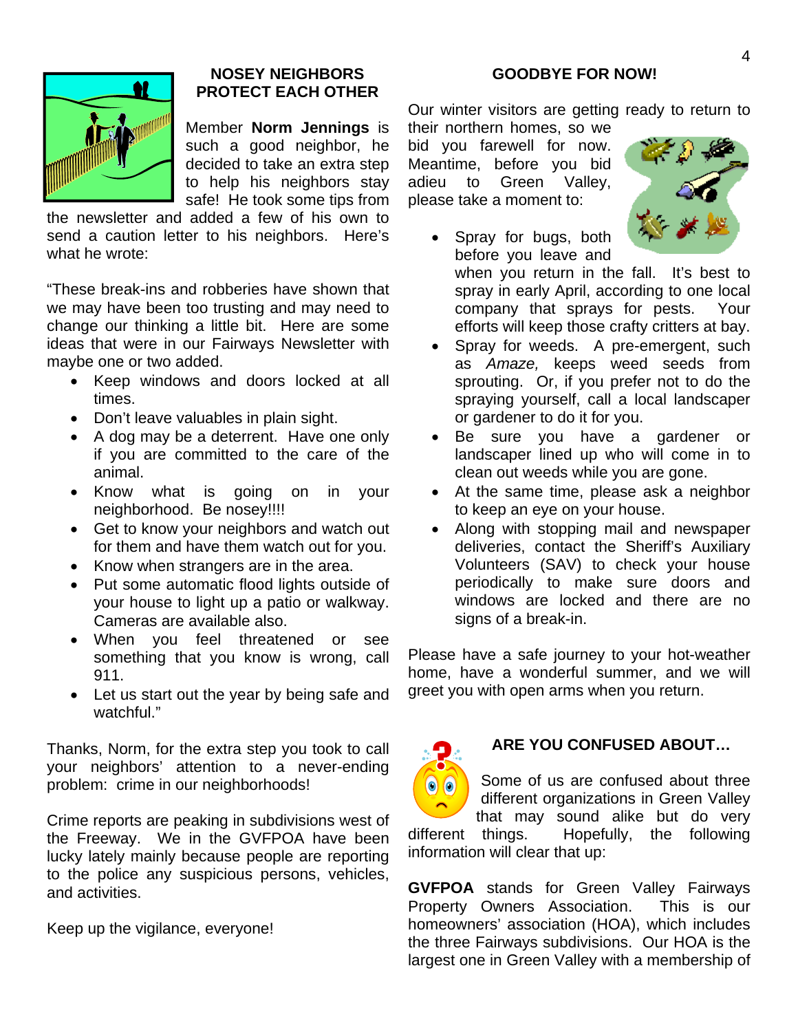## NOSEY NEIGHBORS PROTECT EACH OTHER

Member **Norm Jennings** is such a good neighbor, he decided to take an extra step to help his neighbors stay safe! He took some tips from the newsletter and added a few of his own to send a caution letter to his neighbors. Here's what he wrote:

"These break-ins and robberies have shown that we may have been too trusting and may need to change our thinking a little bit. Here are some ideas that were in our Fairways Newsletter with maybe one or two added.

- Keep windows and doors locked at all times.
- Don't leave valuables in plain sight.
- A dog may be a deterrent. Have one only if you are committed to the care of the animal.
- Know what is going on in your neighborhood. Be nosey!!!!
- Get to know your neighbors and watch out for them and have them watch out for you.
- Know when strangers are in the area.
- Put some automatic flood lights outside of your house to light up a patio or walkway. Cameras are available also.
- When you feel threatened or see something that you know is wrong, call 911.
- Let us start out the year by being safe and watchful."

Thanks, Norm, for the extra step you took to call your neighbors' attention to a never-ending problem: crime in our neighborhoods!

Crime reports are peaking in subdivisions west of the Freeway. We in the GVFPOA have been lucky lately mainly because people are reporting to the police any suspicious persons, vehicles, and activities.

Keep up the vigilance, everyone!

## GOODBYE FOR NOW!

Our winter visitors are getting ready to return to their northern homes, so we bid you farewell for now. Meantime, before you bid adieu to Green Valley, please take a moment to:

- Spray for bugs, both before you leave and when you return in the fall. It's best to spray in early April, according to one local company that sprays for pests. Your efforts will keep those crafty critters at bay.
- Spray for weeds. A pre-emergent, such as *Amaze,* keeps weed seeds from sprouting. Or, if you prefer not to do the spraying yourself, call a local landscaper or gardener to do it for you.
- Be sure you have a gardener or landscaper lined up who will come in to clean out weeds while you are gone.
- At the same time, please ask a neighbor to keep an eye on your house.
- Along with stopping mail and newspaper deliveries, contact the Sheriff's Auxiliary Volunteers (SAV) to check your house periodically to make sure doors and windows are locked and there are no signs of a break-in.

Please have a safe journey to your hot-weather home, have a wonderful summer, and we will greet you with open arms when you return.

## ARE YOU CONFUSED ABOUT…

Some of us are confused about three different organizations in Green Valley that may sound alike but do very different things. Hopefully, the following information will clear that up:

**GVFPOA** stands for Green Valley Fairways Property Owners Association. This is our homeowners' association (HOA), which includes the three Fairways subdivisions. Our HOA is the largest one in Green Valley with a membership of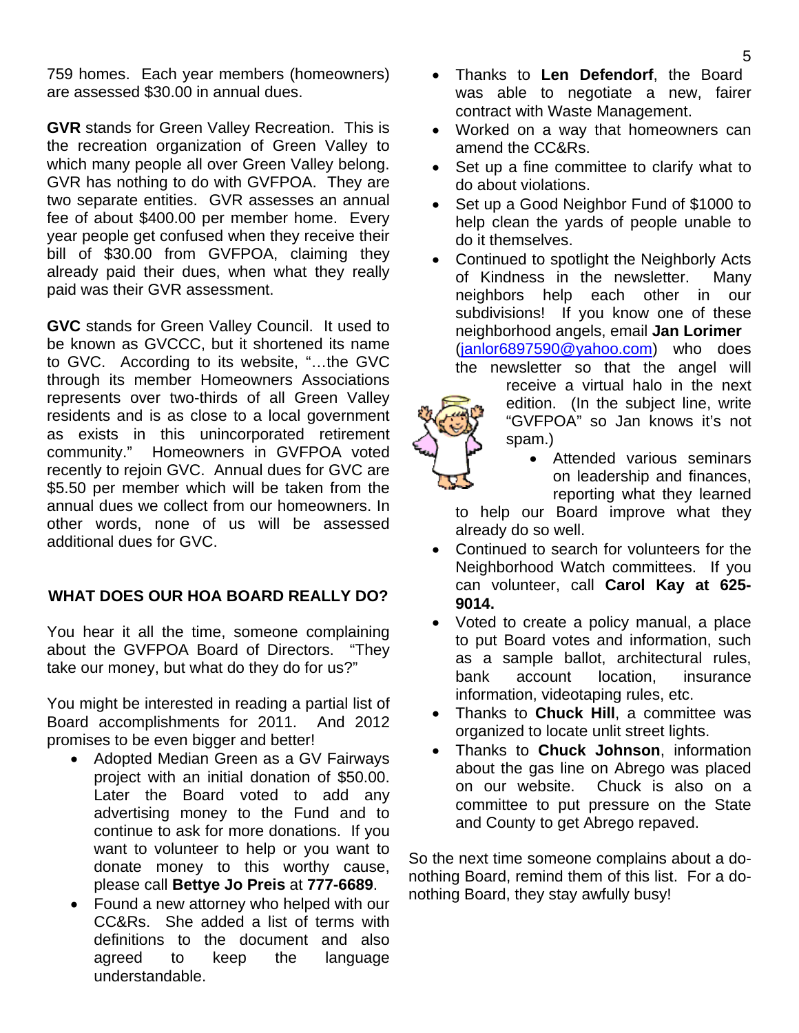759 homes. Each year members (homeowners) are assessed $30.00 in annual dues.

**GVR** stands for Green Valley Recreation. This is the recreation organization of Green Valley to which many people all over Green Valley belong. GVR has nothing to do with GVFPOA. They are two separate entities. GVR assesses an annual fee of about $400.00 per member home. Every year people get confused when they receive their bill of $30.00 from GVFPOA, claiming they already paid their dues, when what they really paid was their GVR assessment.

**GVC** stands for Green Valley Council. It used to be known as GVCCC, but it shortened its name to GVC. According to its website, "…the GVC through its member Homeowners Associations represents over two-thirds of all Green Valley residents and is as close to a local government as exists in this unincorporated retirement community." Homeowners in GVFPOA voted recently to rejoin GVC. Annual dues for GVC are $5.50 per member which will be taken from the annual dues we collect from our homeowners. In other words, none of us will be assessed additional dues for GVC.

## WHAT DOES OUR HOA BOARD REALLY DO?

You hear it all the time, someone complaining about the GVFPOA Board of Directors. "They take our money, but what do they do for us?"

You might be interested in reading a partial list of Board accomplishments for 2011. And 2012 promises to be even bigger and better!

- Adopted Median Green as a GV Fairways project with an initial donation of $50.00. Later the Board voted to add any advertising money to the Fund and to continue to ask for more donations. If you want to volunteer to help or you want to donate money to this worthy cause, please call **Bettye Jo Preis** at **777-6689**.
- Found a new attorney who helped with our CC&Rs. She added a list of terms with definitions to the document and also agreed to keep the language understandable.
- Thanks to **Len Defendorf**, the Board was able to negotiate a new, fairer contract with Waste Management.
- Worked on a way that homeowners can amend the CC&Rs.
- Set up a fine committee to clarify what to do about violations.
- Set up a Good Neighbor Fund of $1000 to help clean the yards of people unable to do it themselves.
- Continued to spotlight the Neighborly Acts of Kindness in the newsletter. Many neighbors help each other in our subdivisions! If you know one of these neighborhood angels, email **Jan Lorimer** (janlor6897590@yahoo.com) who does the newsletter so that the angel will receive a virtual halo in the next edition. (In the subject line, write "GVFPOA" so Jan knows it's not spam.)
- Attended various seminars on leadership and finances, reporting what they learned to help our Board improve what they already do so well.
- Continued to search for volunteers for the Neighborhood Watch committees. If you can volunteer, call **Carol Kay at 625-9014.**
- Voted to create a policy manual, a place to put Board votes and information, such as a sample ballot, architectural rules, bank account location, insurance information, videotaping rules, etc.
- Thanks to **Chuck Hill**, a committee was organized to locate unlit street lights.
- Thanks to **Chuck Johnson**, information about the gas line on Abrego was placed on our website. Chuck is also on a committee to put pressure on the State and County to get Abrego repaved.

So the next time someone complains about a do-nothing Board, remind them of this list. For a do-nothing Board, they stay awfully busy!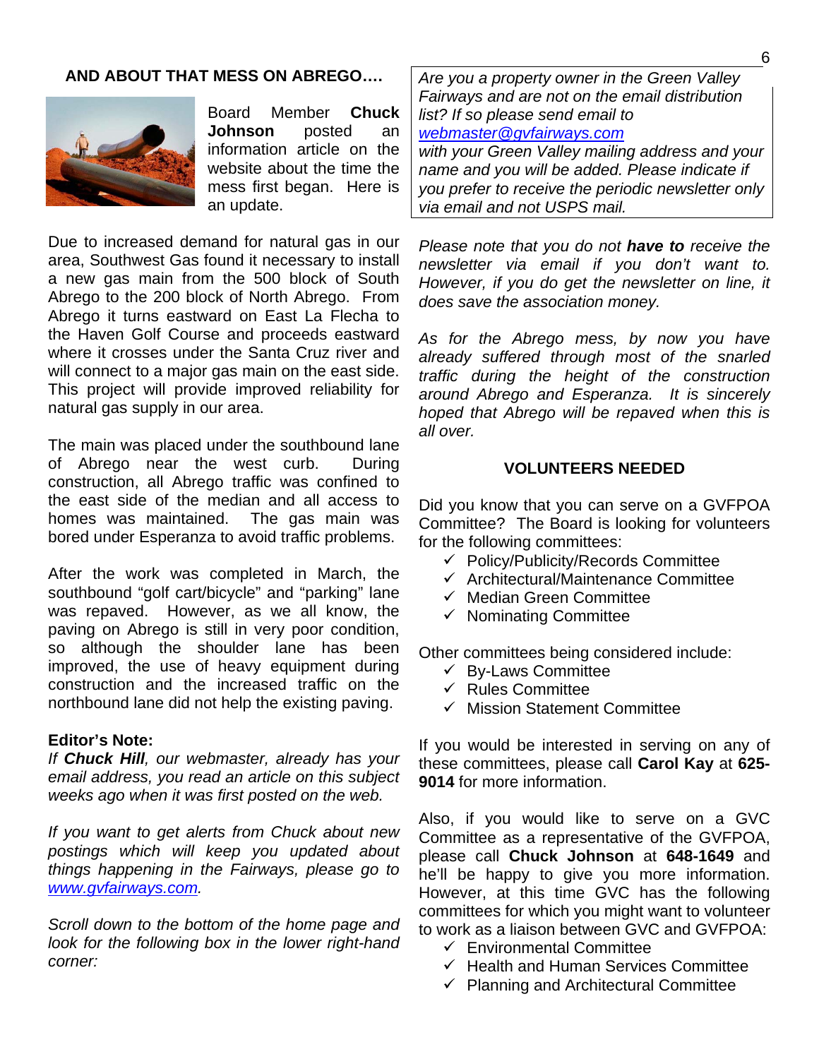## AND ABOUT THAT MESS ON ABREGO….

Board Member **Chuck Johnson** posted an information article on the website about the time the mess first began. Here is an update.

Due to increased demand for natural gas in our area, Southwest Gas found it necessary to install a new gas main from the 500 block of South Abrego to the 200 block of North Abrego. From Abrego it turns eastward on East La Flecha to the Haven Golf Course and proceeds eastward where it crosses under the Santa Cruz river and will connect to a major gas main on the east side. This project will provide improved reliability for natural gas supply in our area.

The main was placed under the southbound lane of Abrego near the west curb. During construction, all Abrego traffic was confined to the east side of the median and all access to homes was maintained. The gas main was bored under Esperanza to avoid traffic problems.

After the work was completed in March, the southbound "golf cart/bicycle" and "parking" lane was repaved. However, as we all know, the paving on Abrego is still in very poor condition, so although the shoulder lane has been improved, the use of heavy equipment during construction and the increased traffic on the northbound lane did not help the existing paving.

**Editor's Note:**
*If **Chuck Hill**, our webmaster, already has your email address, you read an article on this subject weeks ago when it was first posted on the web.*

*If you want to get alerts from Chuck about new postings which will keep you updated about things happening in the Fairways, please go to [www.gvfairways.com](http://www.gvfairways.com).*

*Scroll down to the bottom of the home page and look for the following box in the lower right-hand corner:*

*Are you a property owner in the Green Valley Fairways and are not on the email distribution list? If so please send email to [webmaster@gvfairways.com](mailto:webmaster@gvfairways.com) with your Green Valley mailing address and your name and you will be added. Please indicate if you prefer to receive the periodic newsletter only via email and not USPS mail.*

*Please note that you do not **have to** receive the newsletter via email if you don't want to. However, if you do get the newsletter on line, it does save the association money.*

*As for the Abrego mess, by now you have already suffered through most of the snarled traffic during the height of the construction around Abrego and Esperanza. It is sincerely hoped that Abrego will be repaved when this is all over.*

## VOLUNTEERS NEEDED

Did you know that you can serve on a GVFPOA Committee? The Board is looking for volunteers for the following committees:

- ✓ Policy/Publicity/Records Committee
- ✓ Architectural/Maintenance Committee
- ✓ Median Green Committee
- ✓ Nominating Committee

Other committees being considered include:

- ✓ By-Laws Committee
- ✓ Rules Committee
- ✓ Mission Statement Committee

If you would be interested in serving on any of these committees, please call **Carol Kay** at **625-9014** for more information.

Also, if you would like to serve on a GVC Committee as a representative of the GVFPOA, please call **Chuck Johnson** at **648-1649** and he'll be happy to give you more information. However, at this time GVC has the following committees for which you might want to volunteer to work as a liaison between GVC and GVFPOA:

- ✓ Environmental Committee
- ✓ Health and Human Services Committee
- ✓ Planning and Architectural Committee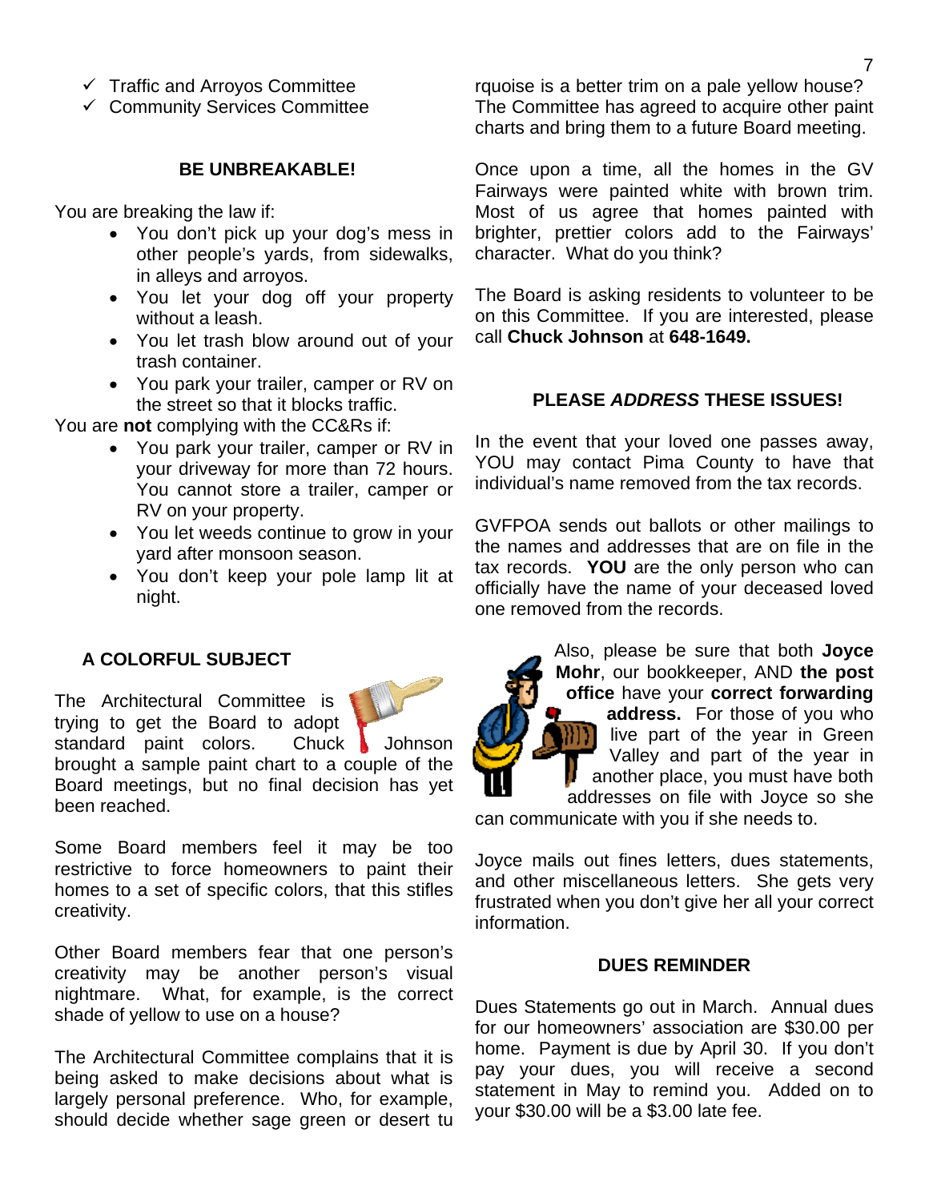- ✓ Traffic and Arroyos Committee
- ✓ Community Services Committee

### BE UNBREAKABLE!

You are breaking the law if:

- You don't pick up your dog's mess in other people's yards, from sidewalks, in alleys and arroyos.
- You let your dog off your property without a leash.
- You let trash blow around out of your trash container.
- You park your trailer, camper or RV on the street so that it blocks traffic.

You are **not** complying with the CC&Rs if:

- You park your trailer, camper or RV in your driveway for more than 72 hours. You cannot store a trailer, camper or RV on your property.
- You let weeds continue to grow in your yard after monsoon season.
- You don't keep your pole lamp lit at night.

### A COLORFUL SUBJECT

The Architectural Committee is trying to get the Board to adopt standard paint colors. Chuck Johnson brought a sample paint chart to a couple of the Board meetings, but no final decision has yet been reached.

Some Board members feel it may be too restrictive to force homeowners to paint their homes to a set of specific colors, that this stifles creativity.

Other Board members fear that one person's creativity may be another person's visual nightmare. What, for example, is the correct shade of yellow to use on a house?

The Architectural Committee complains that it is being asked to make decisions about what is largely personal preference. Who, for example, should decide whether sage green or desert turquoise is a better trim on a pale yellow house? The Committee has agreed to acquire other paint charts and bring them to a future Board meeting.

Once upon a time, all the homes in the GV Fairways were painted white with brown trim. Most of us agree that homes painted with brighter, prettier colors add to the Fairways' character. What do you think?

The Board is asking residents to volunteer to be on this Committee. If you are interested, please call **Chuck Johnson** at **648-1649.**

### PLEASE *ADDRESS* THESE ISSUES!

In the event that your loved one passes away, YOU may contact Pima County to have that individual's name removed from the tax records.

GVFPOA sends out ballots or other mailings to the names and addresses that are on file in the tax records. **YOU** are the only person who can officially have the name of your deceased loved one removed from the records.

Also, please be sure that both **Joyce Mohr**, our bookkeeper, AND **the post office** have your **correct forwarding address.** For those of you who live part of the year in Green Valley and part of the year in another place, you must have both addresses on file with Joyce so she can communicate with you if she needs to.

Joyce mails out fines letters, dues statements, and other miscellaneous letters. She gets very frustrated when you don't give her all your correct information.

### DUES REMINDER

Dues Statements go out in March. Annual dues for our homeowners' association are $30.00 per home. Payment is due by April 30. If you don't pay your dues, you will receive a second statement in May to remind you. Added on to your $30.00 will be a $3.00 late fee.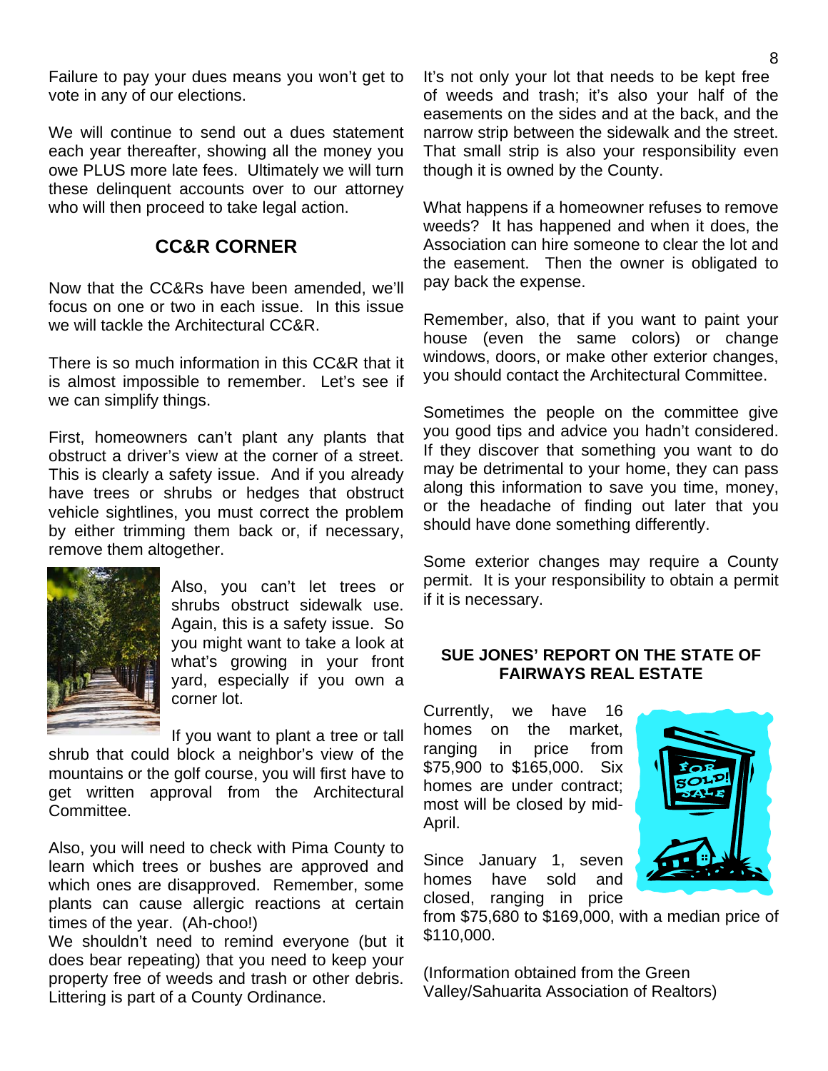Failure to pay your dues means you won't get to vote in any of our elections.

We will continue to send out a dues statement each year thereafter, showing all the money you owe PLUS more late fees. Ultimately we will turn these delinquent accounts over to our attorney who will then proceed to take legal action.

## CC&R CORNER

Now that the CC&Rs have been amended, we'll focus on one or two in each issue. In this issue we will tackle the Architectural CC&R.

There is so much information in this CC&R that it is almost impossible to remember. Let's see if we can simplify things.

First, homeowners can't plant any plants that obstruct a driver's view at the corner of a street. This is clearly a safety issue. And if you already have trees or shrubs or hedges that obstruct vehicle sightlines, you must correct the problem by either trimming them back or, if necessary, remove them altogether.

Also, you can't let trees or shrubs obstruct sidewalk use. Again, this is a safety issue. So you might want to take a look at what's growing in your front yard, especially if you own a corner lot.

If you want to plant a tree or tall shrub that could block a neighbor's view of the mountains or the golf course, you will first have to get written approval from the Architectural Committee.

Also, you will need to check with Pima County to learn which trees or bushes are approved and which ones are disapproved. Remember, some plants can cause allergic reactions at certain times of the year. (Ah-choo!)

We shouldn't need to remind everyone (but it does bear repeating) that you need to keep your property free of weeds and trash or other debris. Littering is part of a County Ordinance.

It's not only your lot that needs to be kept free of weeds and trash; it's also your half of the easements on the sides and at the back, and the narrow strip between the sidewalk and the street. That small strip is also your responsibility even though it is owned by the County.

What happens if a homeowner refuses to remove weeds? It has happened and when it does, the Association can hire someone to clear the lot and the easement. Then the owner is obligated to pay back the expense.

Remember, also, that if you want to paint your house (even the same colors) or change windows, doors, or make other exterior changes, you should contact the Architectural Committee.

Sometimes the people on the committee give you good tips and advice you hadn't considered. If they discover that something you want to do may be detrimental to your home, they can pass along this information to save you time, money, or the headache of finding out later that you should have done something differently.

Some exterior changes may require a County permit. It is your responsibility to obtain a permit if it is necessary.

### SUE JONES' REPORT ON THE STATE OF FAIRWAYS REAL ESTATE

Currently, we have 16 homes on the market, ranging in price from $75,900 to $165,000. Six homes are under contract; most will be closed by mid-April.

Since January 1, seven homes have sold and closed, ranging in price from $75,680 to $169,000, with a median price of $110,000.

(Information obtained from the Green Valley/Sahuarita Association of Realtors)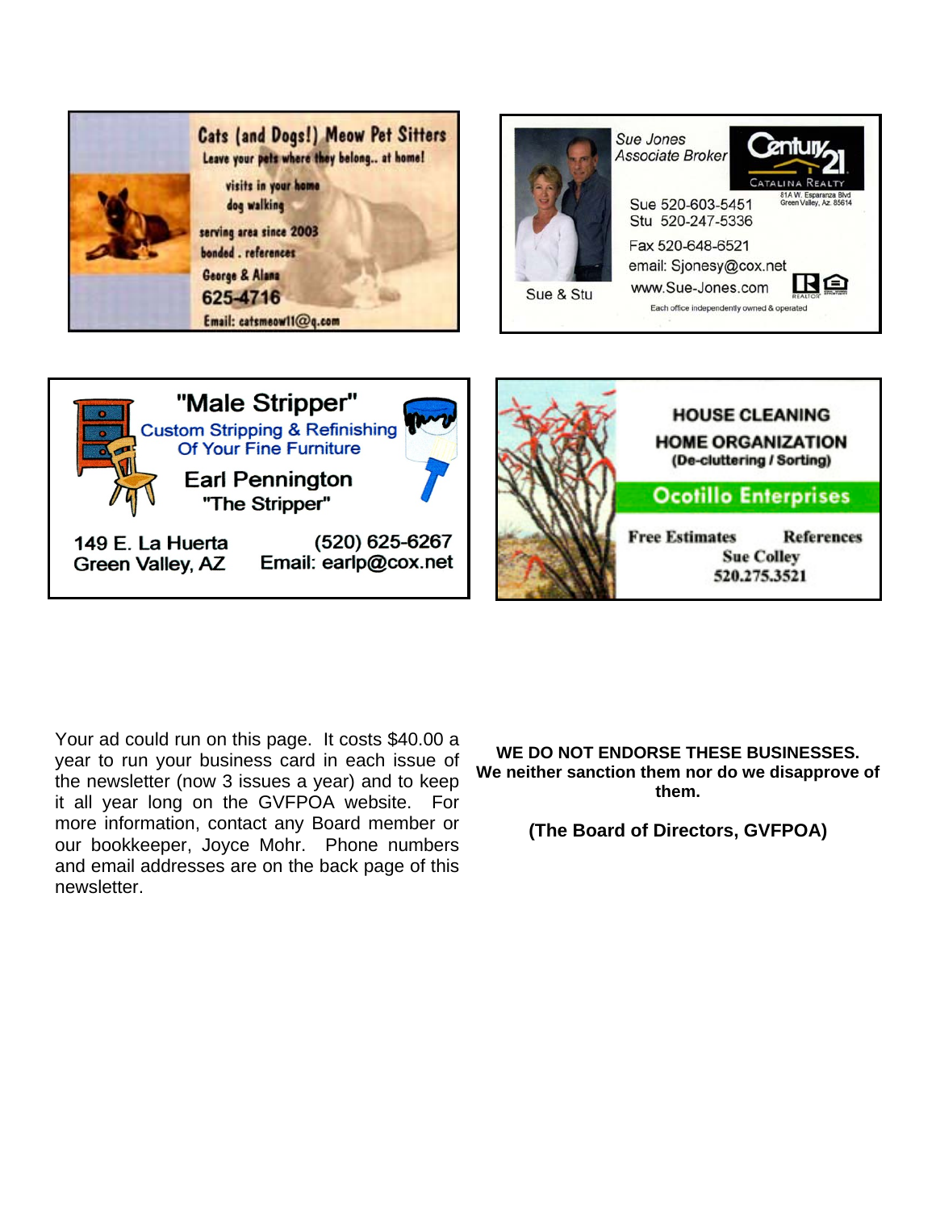**Cats (and Dogs!) Meow Pet Sitters**

Leave your pets where they belong.. at home!

visits in your home
dog walking

serving area since 2003
bonded . references
George & Alana
625-4716
Email: catsmeow11@q.com

---

Sue Jones
Associate Broker

Century 21
Catalina Realty
81A W. Esperanza Blvd
Green Valley, Az. 85614

Sue 520-603-5451
Stu 520-247-5336
Fax 520-648-6521
email: Sjonesy@cox.net
www.Sue-Jones.com

Sue & Stu

Each office independently owned & operated

---

**"Male Stripper"**

Custom Stripping & Refinishing
Of Your Fine Furniture

Earl Pennington
"The Stripper"

149 E. La Huerta
Green Valley, AZ

(520) 625-6267
Email: earlp@cox.net

---

**HOUSE CLEANING**
**HOME ORGANIZATION**
**(De-cluttering / Sorting)**

**Ocotillo Enterprises**

Free Estimates    References
Sue Colley
520.275.3521

---

Your ad could run on this page. It costs $40.00 a year to run your business card in each issue of the newsletter (now 3 issues a year) and to keep it all year long on the GVFPOA website. For more information, contact any Board member or our bookkeeper, Joyce Mohr. Phone numbers and email addresses are on the back page of this newsletter.

**WE DO NOT ENDORSE THESE BUSINESSES. We neither sanction them nor do we disapprove of them.**

**(The Board of Directors, GVFPOA)**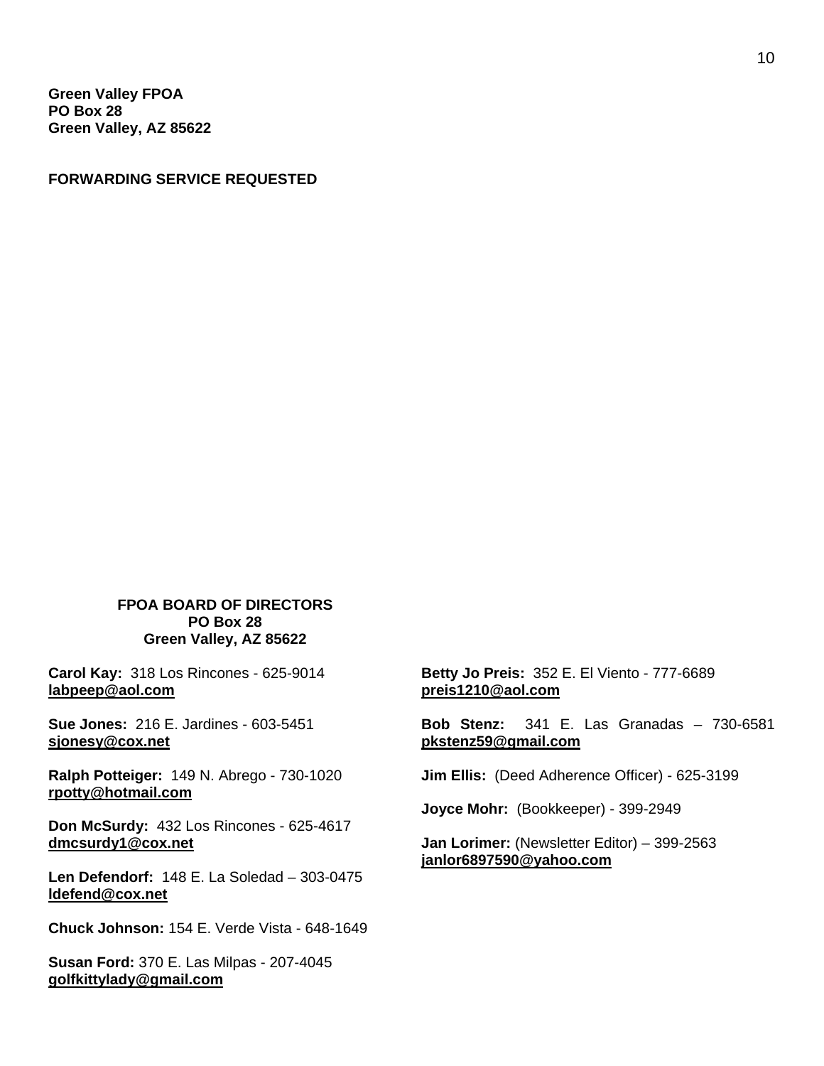**Green Valley FPOA**
**PO Box 28**
**Green Valley, AZ 85622**

**FORWARDING SERVICE REQUESTED**

**FPOA BOARD OF DIRECTORS**
**PO Box 28**
**Green Valley, AZ 85622**

**Carol Kay:** 318 Los Rincones - 625-9014
**labpeep@aol.com**

**Sue Jones:** 216 E. Jardines - 603-5451
**sjonesy@cox.net**

**Ralph Potteiger:** 149 N. Abrego - 730-1020
**rpotty@hotmail.com**

**Don McSurdy:** 432 Los Rincones - 625-4617
**dmcsurdy1@cox.net**

**Len Defendorf:** 148 E. La Soledad – 303-0475
**ldefend@cox.net**

**Chuck Johnson:** 154 E. Verde Vista - 648-1649

**Susan Ford:** 370 E. Las Milpas - 207-4045
**golfkittylady@gmail.com**

**Betty Jo Preis:** 352 E. El Viento - 777-6689
**preis1210@aol.com**

**Bob Stenz:** 341 E. Las Granadas – 730-6581
**pkstenz59@gmail.com**

**Jim Ellis:** (Deed Adherence Officer) - 625-3199

**Joyce Mohr:** (Bookkeeper) - 399-2949

**Jan Lorimer:** (Newsletter Editor) – 399-2563
**janlor6897590@yahoo.com**